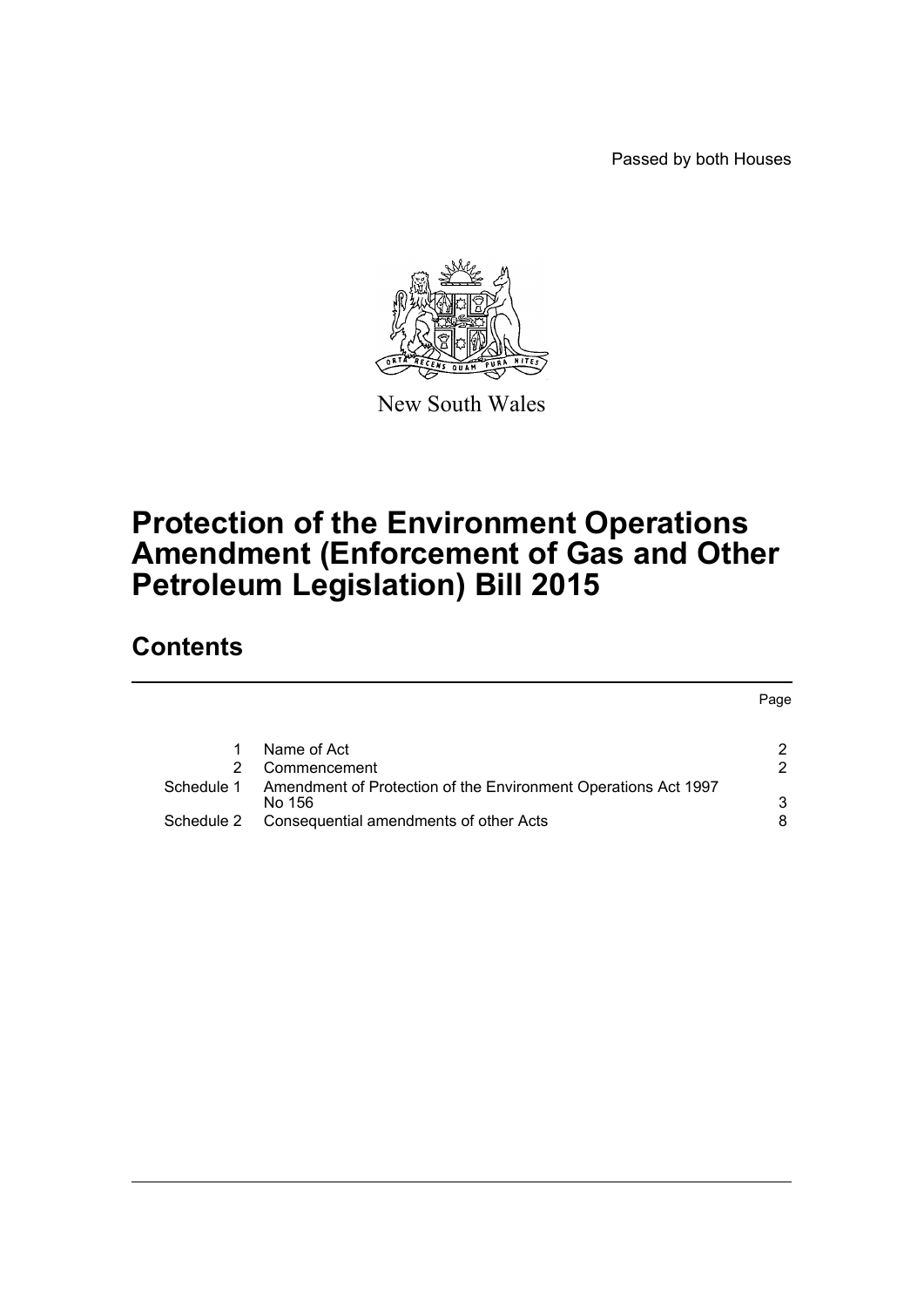Passed by both Houses

New South Wales

# Protection of the Environment Operations Amendment (Enforcement of Gas and Other Petroleum Legislation) Bill 2015

## Contents

| | | Page |
|---|---|---|
| 1 | Name of Act | 2 |
| 2 | Commencement | 2 |
| Schedule 1 | Amendment of Protection of the Environment Operations Act 1997 No 156 | 3 |
| Schedule 2 | Consequential amendments of other Acts | 8 |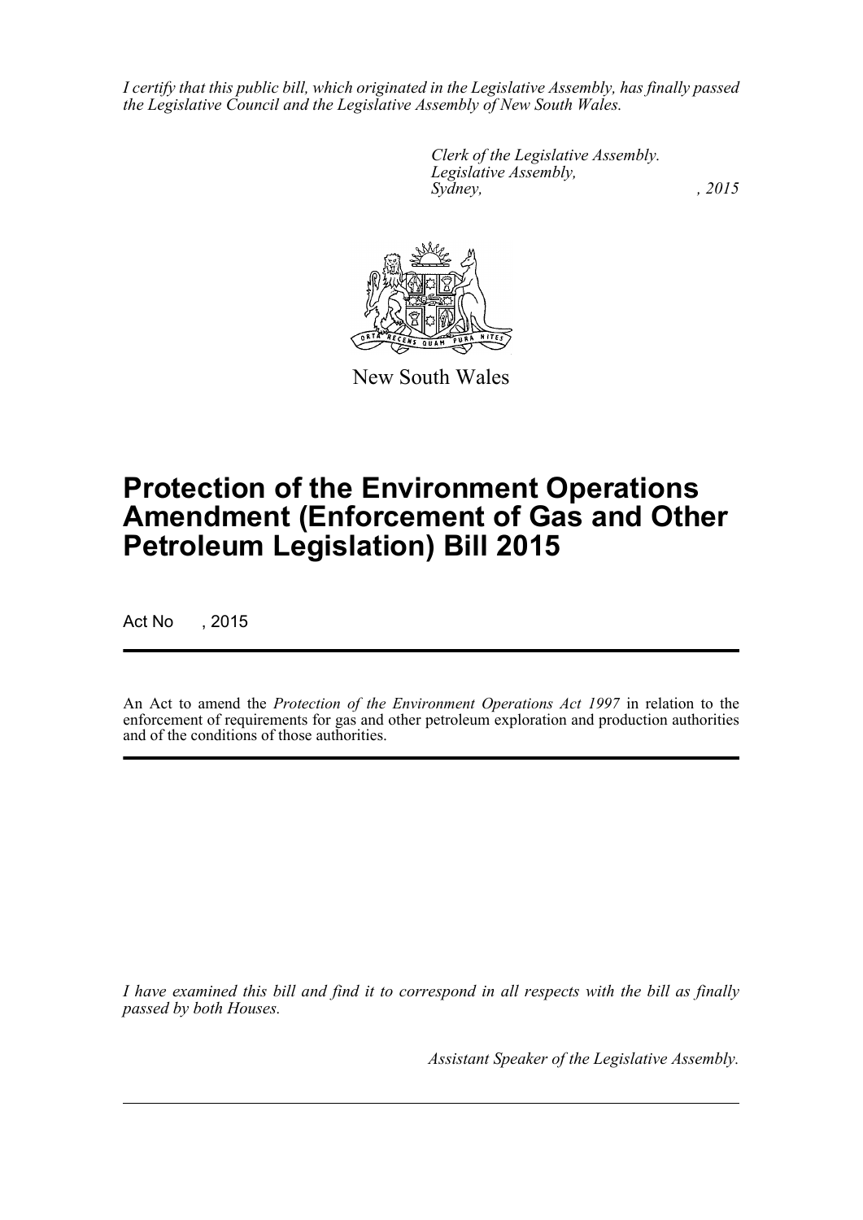*I certify that this public bill, which originated in the Legislative Assembly, has finally passed the Legislative Council and the Legislative Assembly of New South Wales.*

*Clerk of the Legislative Assembly.*
*Legislative Assembly,*
*Sydney, , 2015*

New South Wales

# Protection of the Environment Operations Amendment (Enforcement of Gas and Other Petroleum Legislation) Bill 2015

Act No , 2015

An Act to amend the *Protection of the Environment Operations Act 1997* in relation to the enforcement of requirements for gas and other petroleum exploration and production authorities and of the conditions of those authorities.

*I have examined this bill and find it to correspond in all respects with the bill as finally passed by both Houses.*

*Assistant Speaker of the Legislative Assembly.*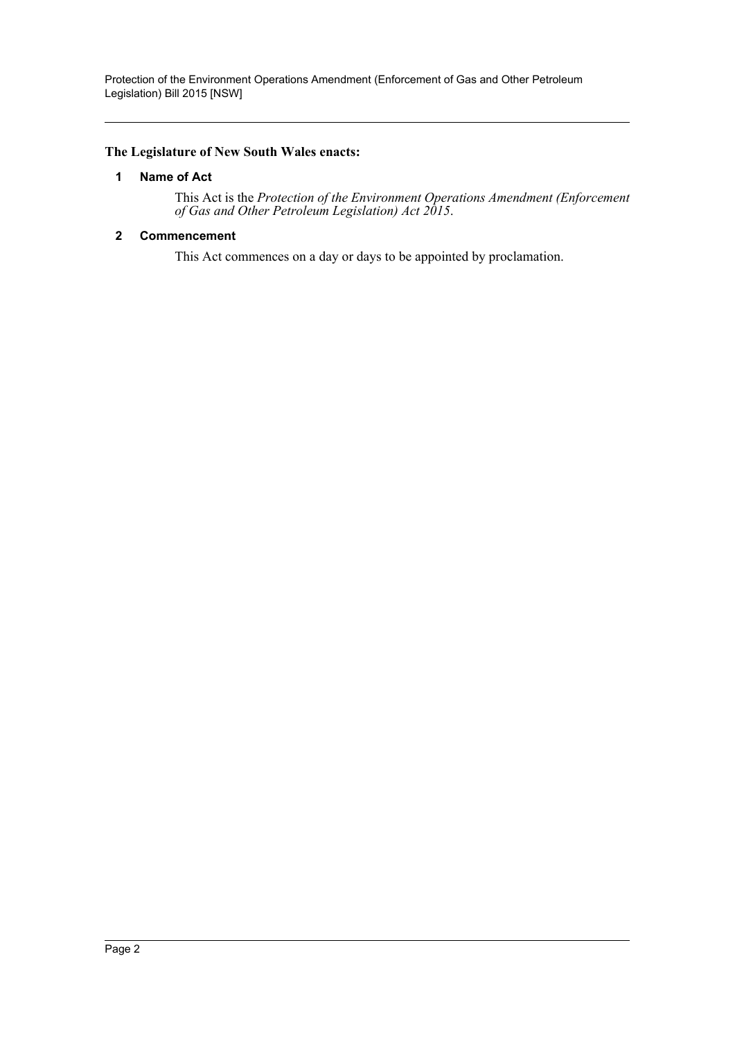**The Legislature of New South Wales enacts:**

## 1 Name of Act

This Act is the *Protection of the Environment Operations Amendment (Enforcement of Gas and Other Petroleum Legislation) Act 2015*.

## 2 Commencement

This Act commences on a day or days to be appointed by proclamation.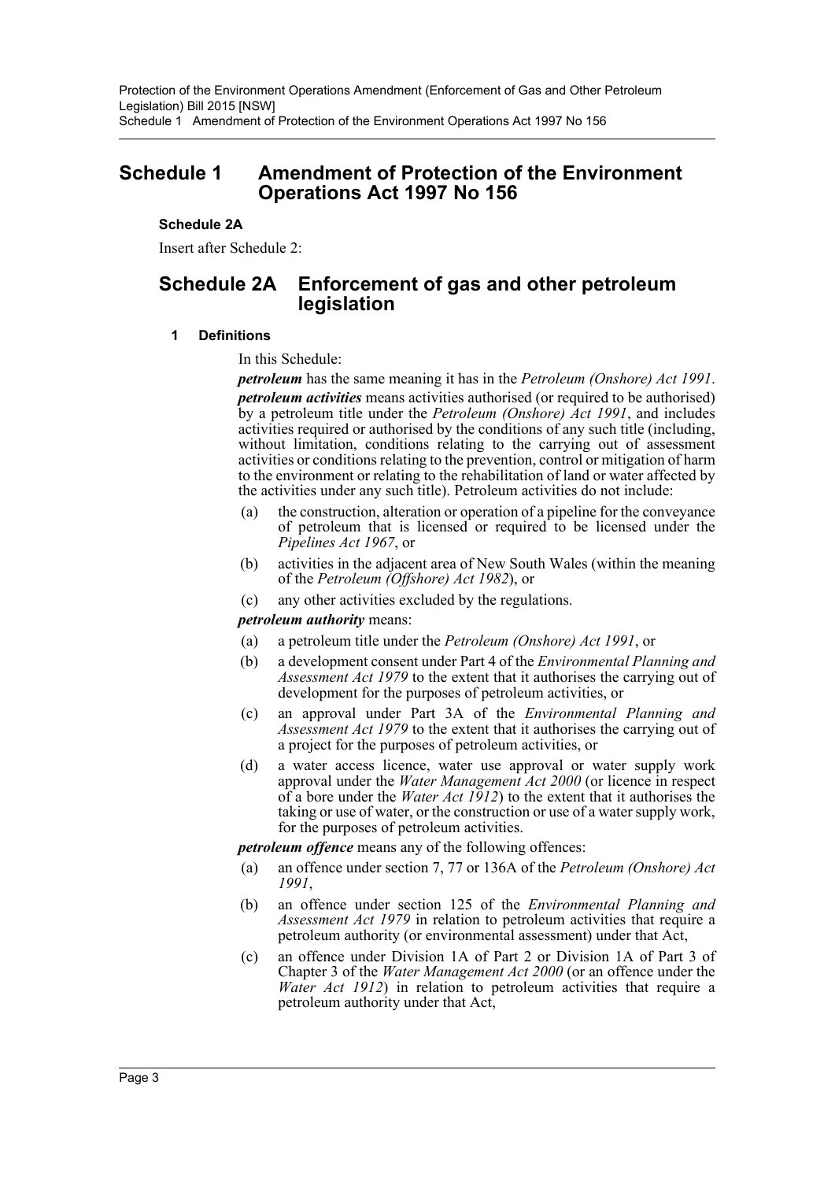# Schedule 1 Amendment of Protection of the Environment Operations Act 1997 No 156

**Schedule 2A**

Insert after Schedule 2:

## Schedule 2A Enforcement of gas and other petroleum legislation

### 1 Definitions

In this Schedule:

***petroleum*** has the same meaning it has in the *Petroleum (Onshore) Act 1991*.

***petroleum activities*** means activities authorised (or required to be authorised) by a petroleum title under the *Petroleum (Onshore) Act 1991*, and includes activities required or authorised by the conditions of any such title (including, without limitation, conditions relating to the carrying out of assessment activities or conditions relating to the prevention, control or mitigation of harm to the environment or relating to the rehabilitation of land or water affected by the activities under any such title). Petroleum activities do not include:

(a) the construction, alteration or operation of a pipeline for the conveyance of petroleum that is licensed or required to be licensed under the *Pipelines Act 1967*, or

(b) activities in the adjacent area of New South Wales (within the meaning of the *Petroleum (Offshore) Act 1982*), or

(c) any other activities excluded by the regulations.

***petroleum authority*** means:

(a) a petroleum title under the *Petroleum (Onshore) Act 1991*, or

(b) a development consent under Part 4 of the *Environmental Planning and Assessment Act 1979* to the extent that it authorises the carrying out of development for the purposes of petroleum activities, or

(c) an approval under Part 3A of the *Environmental Planning and Assessment Act 1979* to the extent that it authorises the carrying out of a project for the purposes of petroleum activities, or

(d) a water access licence, water use approval or water supply work approval under the *Water Management Act 2000* (or licence in respect of a bore under the *Water Act 1912*) to the extent that it authorises the taking or use of water, or the construction or use of a water supply work, for the purposes of petroleum activities.

***petroleum offence*** means any of the following offences:

(a) an offence under section 7, 77 or 136A of the *Petroleum (Onshore) Act 1991*,

(b) an offence under section 125 of the *Environmental Planning and Assessment Act 1979* in relation to petroleum activities that require a petroleum authority (or environmental assessment) under that Act,

(c) an offence under Division 1A of Part 2 or Division 1A of Part 3 of Chapter 3 of the *Water Management Act 2000* (or an offence under the *Water Act 1912*) in relation to petroleum activities that require a petroleum authority under that Act,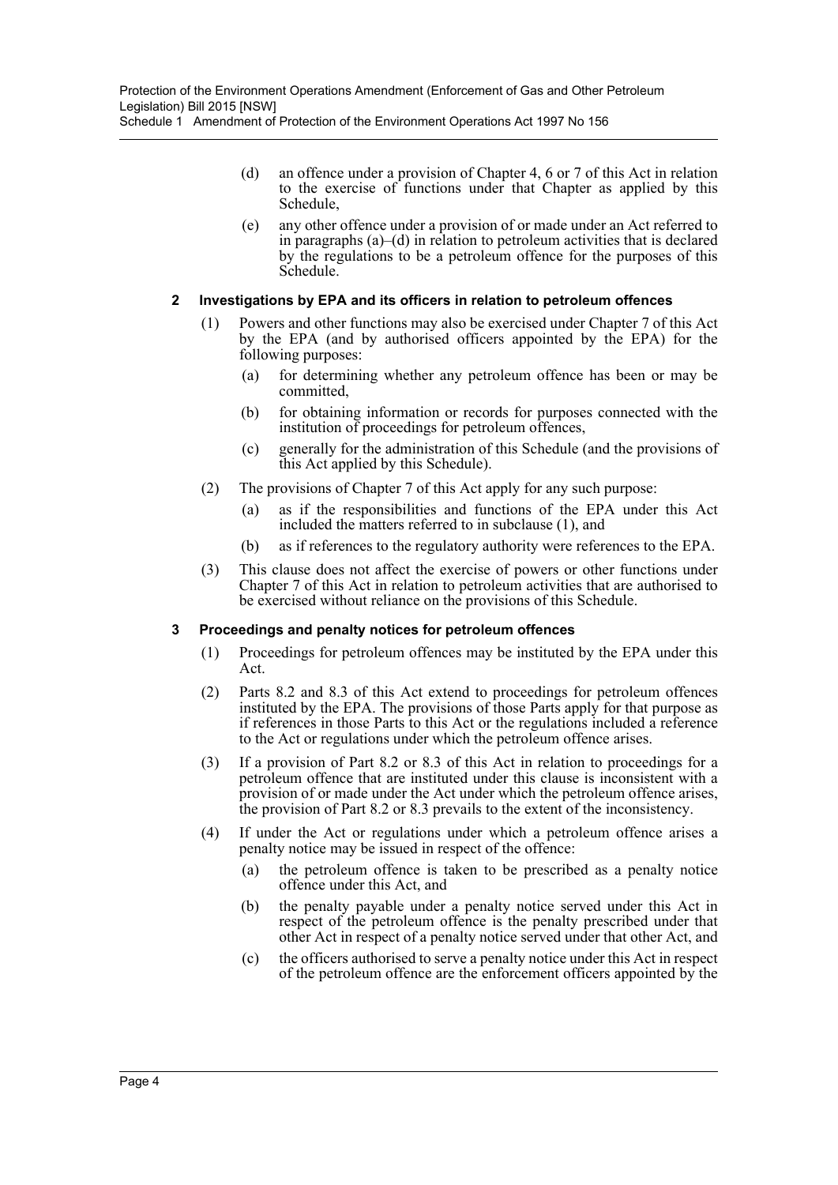(d) an offence under a provision of Chapter 4, 6 or 7 of this Act in relation to the exercise of functions under that Chapter as applied by this Schedule,

(e) any other offence under a provision of or made under an Act referred to in paragraphs (a)–(d) in relation to petroleum activities that is declared by the regulations to be a petroleum offence for the purposes of this Schedule.

### 2 Investigations by EPA and its officers in relation to petroleum offences

(1) Powers and other functions may also be exercised under Chapter 7 of this Act by the EPA (and by authorised officers appointed by the EPA) for the following purposes:

(a) for determining whether any petroleum offence has been or may be committed,

(b) for obtaining information or records for purposes connected with the institution of proceedings for petroleum offences,

(c) generally for the administration of this Schedule (and the provisions of this Act applied by this Schedule).

(2) The provisions of Chapter 7 of this Act apply for any such purpose:

(a) as if the responsibilities and functions of the EPA under this Act included the matters referred to in subclause (1), and

(b) as if references to the regulatory authority were references to the EPA.

(3) This clause does not affect the exercise of powers or other functions under Chapter 7 of this Act in relation to petroleum activities that are authorised to be exercised without reliance on the provisions of this Schedule.

### 3 Proceedings and penalty notices for petroleum offences

(1) Proceedings for petroleum offences may be instituted by the EPA under this Act.

(2) Parts 8.2 and 8.3 of this Act extend to proceedings for petroleum offences instituted by the EPA. The provisions of those Parts apply for that purpose as if references in those Parts to this Act or the regulations included a reference to the Act or regulations under which the petroleum offence arises.

(3) If a provision of Part 8.2 or 8.3 of this Act in relation to proceedings for a petroleum offence that are instituted under this clause is inconsistent with a provision of or made under the Act under which the petroleum offence arises, the provision of Part 8.2 or 8.3 prevails to the extent of the inconsistency.

(4) If under the Act or regulations under which a petroleum offence arises a penalty notice may be issued in respect of the offence:

(a) the petroleum offence is taken to be prescribed as a penalty notice offence under this Act, and

(b) the penalty payable under a penalty notice served under this Act in respect of the petroleum offence is the penalty prescribed under that other Act in respect of a penalty notice served under that other Act, and

(c) the officers authorised to serve a penalty notice under this Act in respect of the petroleum offence are the enforcement officers appointed by the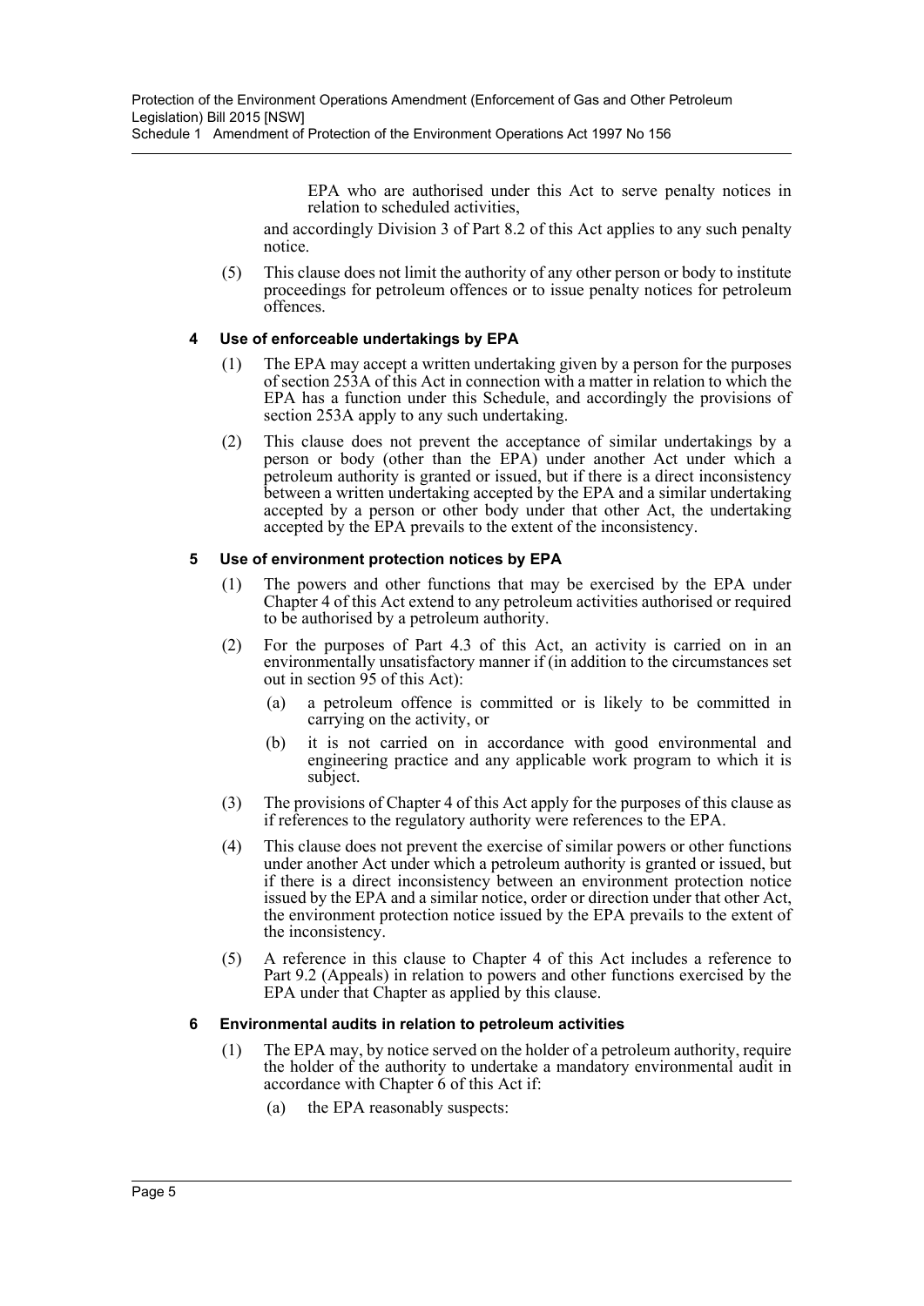EPA who are authorised under this Act to serve penalty notices in relation to scheduled activities,

and accordingly Division 3 of Part 8.2 of this Act applies to any such penalty notice.

(5) This clause does not limit the authority of any other person or body to institute proceedings for petroleum offences or to issue penalty notices for petroleum offences.

**4 Use of enforceable undertakings by EPA**

(1) The EPA may accept a written undertaking given by a person for the purposes of section 253A of this Act in connection with a matter in relation to which the EPA has a function under this Schedule, and accordingly the provisions of section 253A apply to any such undertaking.

(2) This clause does not prevent the acceptance of similar undertakings by a person or body (other than the EPA) under another Act under which a petroleum authority is granted or issued, but if there is a direct inconsistency between a written undertaking accepted by the EPA and a similar undertaking accepted by a person or other body under that other Act, the undertaking accepted by the EPA prevails to the extent of the inconsistency.

**5 Use of environment protection notices by EPA**

(1) The powers and other functions that may be exercised by the EPA under Chapter 4 of this Act extend to any petroleum activities authorised or required to be authorised by a petroleum authority.

(2) For the purposes of Part 4.3 of this Act, an activity is carried on in an environmentally unsatisfactory manner if (in addition to the circumstances set out in section 95 of this Act):

(a) a petroleum offence is committed or is likely to be committed in carrying on the activity, or

(b) it is not carried on in accordance with good environmental and engineering practice and any applicable work program to which it is subject.

(3) The provisions of Chapter 4 of this Act apply for the purposes of this clause as if references to the regulatory authority were references to the EPA.

(4) This clause does not prevent the exercise of similar powers or other functions under another Act under which a petroleum authority is granted or issued, but if there is a direct inconsistency between an environment protection notice issued by the EPA and a similar notice, order or direction under that other Act, the environment protection notice issued by the EPA prevails to the extent of the inconsistency.

(5) A reference in this clause to Chapter 4 of this Act includes a reference to Part 9.2 (Appeals) in relation to powers and other functions exercised by the EPA under that Chapter as applied by this clause.

**6 Environmental audits in relation to petroleum activities**

(1) The EPA may, by notice served on the holder of a petroleum authority, require the holder of the authority to undertake a mandatory environmental audit in accordance with Chapter 6 of this Act if:

(a) the EPA reasonably suspects: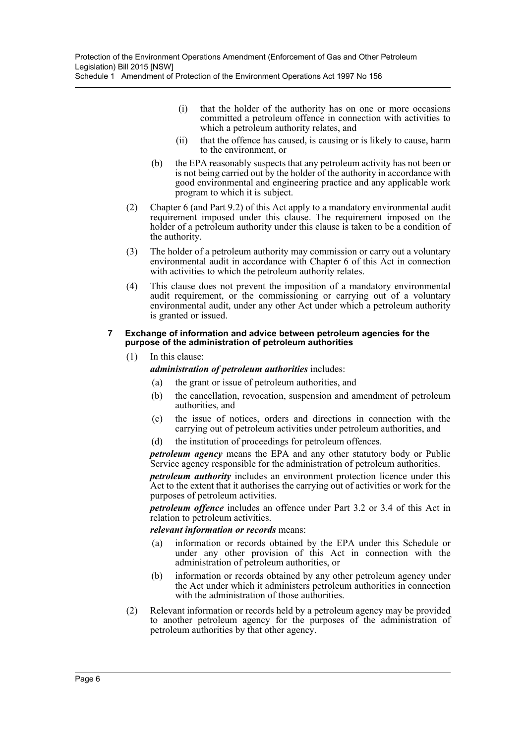(i) that the holder of the authority has on one or more occasions committed a petroleum offence in connection with activities to which a petroleum authority relates, and

(ii) that the offence has caused, is causing or is likely to cause, harm to the environment, or

(b) the EPA reasonably suspects that any petroleum activity has not been or is not being carried out by the holder of the authority in accordance with good environmental and engineering practice and any applicable work program to which it is subject.

(2) Chapter 6 (and Part 9.2) of this Act apply to a mandatory environmental audit requirement imposed under this clause. The requirement imposed on the holder of a petroleum authority under this clause is taken to be a condition of the authority.

(3) The holder of a petroleum authority may commission or carry out a voluntary environmental audit in accordance with Chapter 6 of this Act in connection with activities to which the petroleum authority relates.

(4) This clause does not prevent the imposition of a mandatory environmental audit requirement, or the commissioning or carrying out of a voluntary environmental audit, under any other Act under which a petroleum authority is granted or issued.

**7 Exchange of information and advice between petroleum agencies for the purpose of the administration of petroleum authorities**

(1) In this clause:

***administration of petroleum authorities*** includes:

(a) the grant or issue of petroleum authorities, and

(b) the cancellation, revocation, suspension and amendment of petroleum authorities, and

(c) the issue of notices, orders and directions in connection with the carrying out of petroleum activities under petroleum authorities, and

(d) the institution of proceedings for petroleum offences.

***petroleum agency*** means the EPA and any other statutory body or Public Service agency responsible for the administration of petroleum authorities.

***petroleum authority*** includes an environment protection licence under this Act to the extent that it authorises the carrying out of activities or work for the purposes of petroleum activities.

***petroleum offence*** includes an offence under Part 3.2 or 3.4 of this Act in relation to petroleum activities.

***relevant information or records*** means:

(a) information or records obtained by the EPA under this Schedule or under any other provision of this Act in connection with the administration of petroleum authorities, or

(b) information or records obtained by any other petroleum agency under the Act under which it administers petroleum authorities in connection with the administration of those authorities.

(2) Relevant information or records held by a petroleum agency may be provided to another petroleum agency for the purposes of the administration of petroleum authorities by that other agency.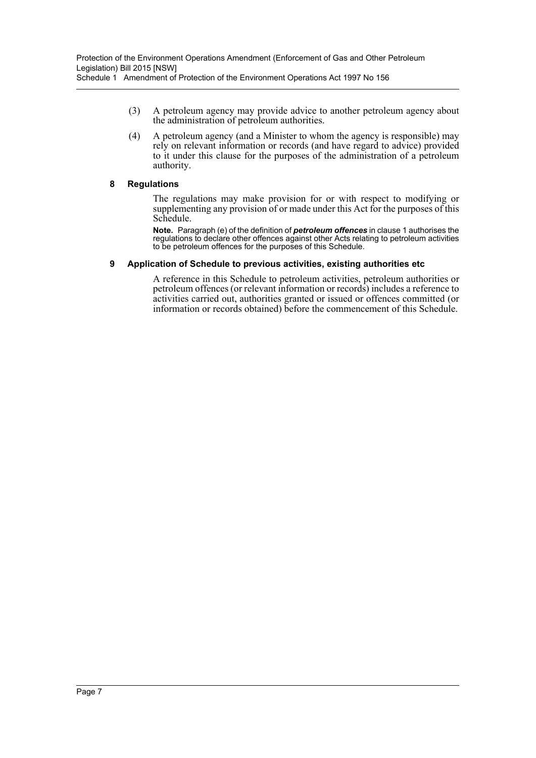(3) A petroleum agency may provide advice to another petroleum agency about the administration of petroleum authorities.

(4) A petroleum agency (and a Minister to whom the agency is responsible) may rely on relevant information or records (and have regard to advice) provided to it under this clause for the purposes of the administration of a petroleum authority.

#### 8 Regulations

The regulations may make provision for or with respect to modifying or supplementing any provision of or made under this Act for the purposes of this Schedule.

**Note.** Paragraph (e) of the definition of ***petroleum offences*** in clause 1 authorises the regulations to declare other offences against other Acts relating to petroleum activities to be petroleum offences for the purposes of this Schedule.

#### 9 Application of Schedule to previous activities, existing authorities etc

A reference in this Schedule to petroleum activities, petroleum authorities or petroleum offences (or relevant information or records) includes a reference to activities carried out, authorities granted or issued or offences committed (or information or records obtained) before the commencement of this Schedule.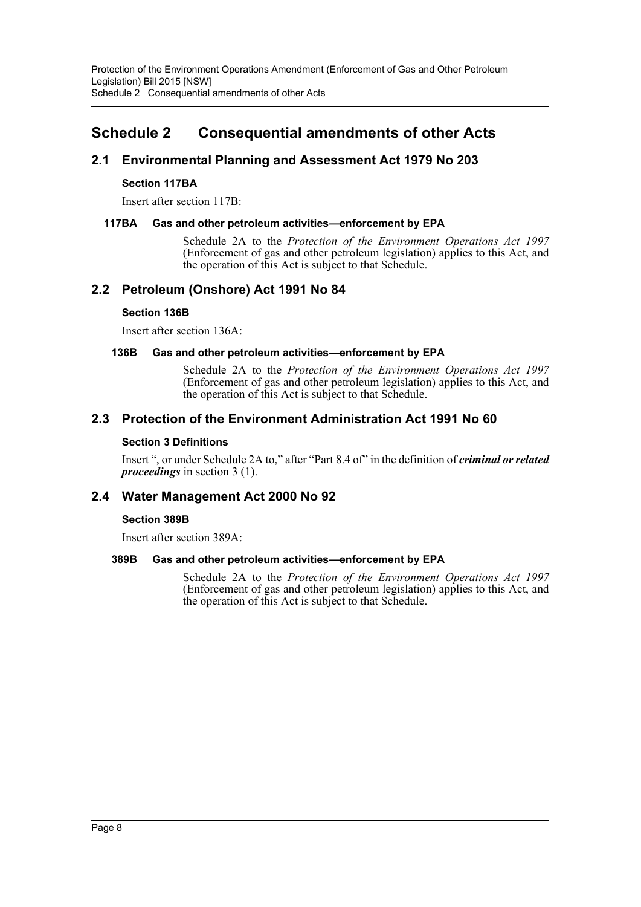# Schedule 2 Consequential amendments of other Acts

## 2.1 Environmental Planning and Assessment Act 1979 No 203

### Section 117BA

Insert after section 117B:

#### 117BA Gas and other petroleum activities—enforcement by EPA

Schedule 2A to the *Protection of the Environment Operations Act 1997* (Enforcement of gas and other petroleum legislation) applies to this Act, and the operation of this Act is subject to that Schedule.

## 2.2 Petroleum (Onshore) Act 1991 No 84

### Section 136B

Insert after section 136A:

#### 136B Gas and other petroleum activities—enforcement by EPA

Schedule 2A to the *Protection of the Environment Operations Act 1997* (Enforcement of gas and other petroleum legislation) applies to this Act, and the operation of this Act is subject to that Schedule.

## 2.3 Protection of the Environment Administration Act 1991 No 60

### Section 3 Definitions

Insert ", or under Schedule 2A to," after "Part 8.4 of" in the definition of ***criminal or related proceedings*** in section 3 (1).

## 2.4 Water Management Act 2000 No 92

### Section 389B

Insert after section 389A:

#### 389B Gas and other petroleum activities—enforcement by EPA

Schedule 2A to the *Protection of the Environment Operations Act 1997* (Enforcement of gas and other petroleum legislation) applies to this Act, and the operation of this Act is subject to that Schedule.